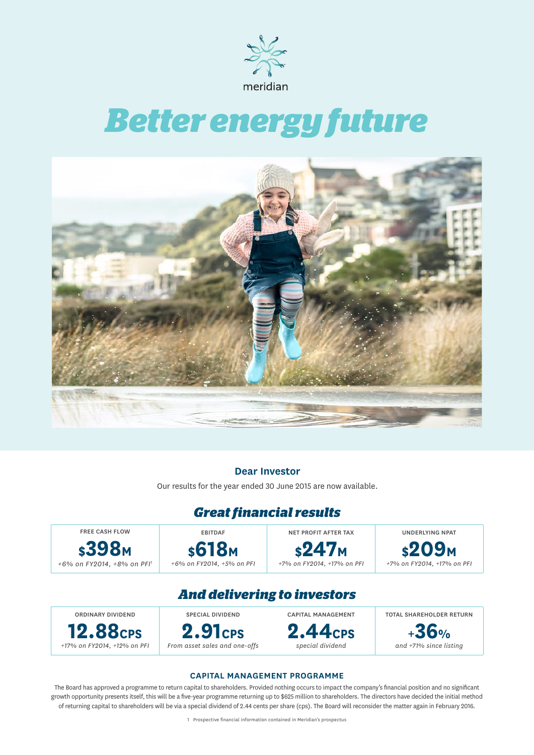meridian

# Better energy future

## Dear Investor

Our results for the year ended 30 June 2015 are now available.

## Great financial results

| FREE CASH FLOW | EBITDAF | NET PROFIT AFTER TAX | UNDERLYING NPAT |
|---|---|---|---|
| **$398M** | **$618M** | **$247M** | **$209M** |
| *+6% on FY2014, +8% on PFI[1]* | *+6% on FY2014, +5% on PFI* | *+7% on FY2014, +17% on PFI* | *+7% on FY2014, +17% on PFI* |

## And delivering to investors

| ORDINARY DIVIDEND | SPECIAL DIVIDEND | CAPITAL MANAGEMENT | TOTAL SHAREHOLDER RETURN |
|---|---|---|---|
| **12.88CPS** | **2.91CPS** | **2.44CPS** | **+36%** |
| *+17% on FY2014, +12% on PFI* | *From asset sales and one-offs* | *special dividend* | *and +71% since listing* |

### CAPITAL MANAGEMENT PROGRAMME

The Board has approved a programme to return capital to shareholders. Provided nothing occurs to impact the company's financial position and no significant growth opportunity presents itself, this will be a five-year programme returning up to $625 million to shareholders. The directors have decided the initial method of returning capital to shareholders will be via a special dividend of 2.44 cents per share (cps). The Board will reconsider the matter again in February 2016.

1 Prospective financial information contained in Meridian's prospectus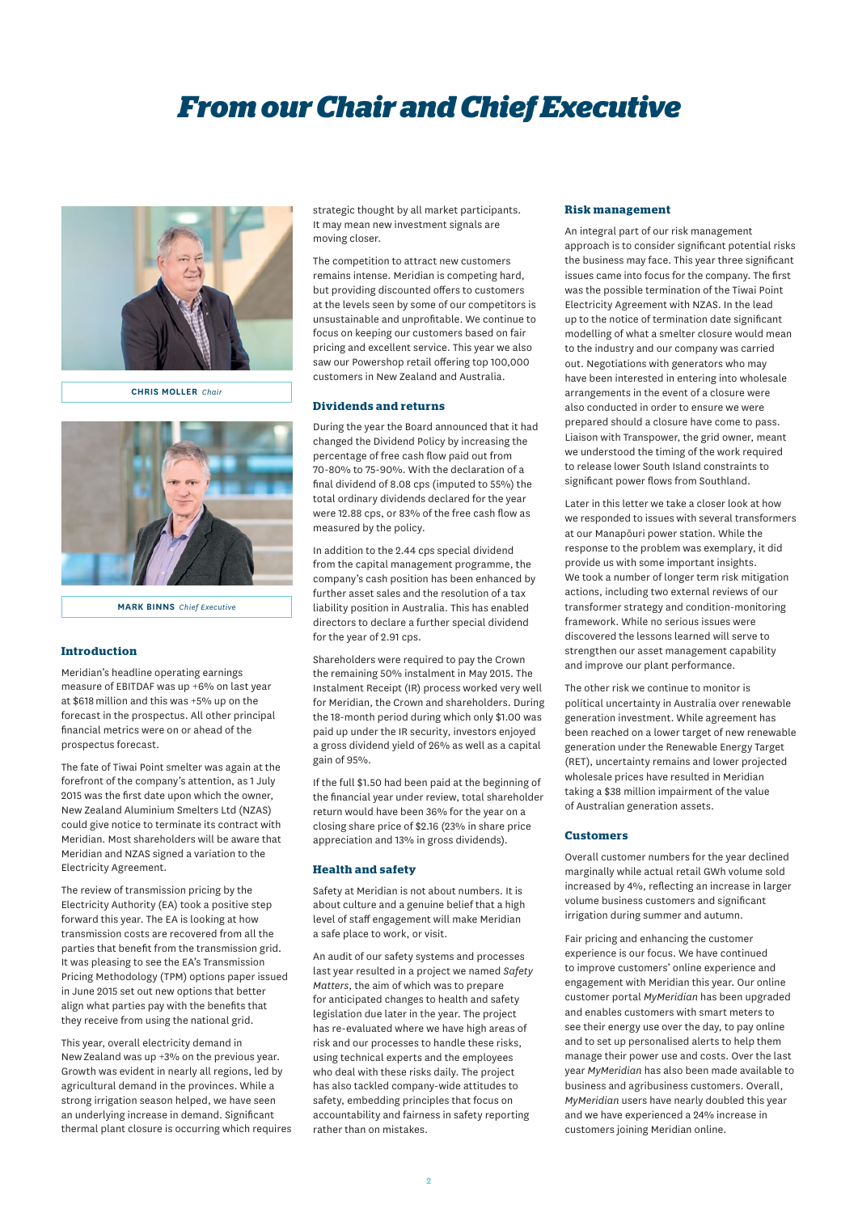# From our Chair and Chief Executive

**CHRIS MOLLER** *Chair*

**MARK BINNS** *Chief Executive*

## Introduction

Meridian's headline operating earnings measure of EBITDAF was up +6% on last year at $618 million and this was +5% up on the forecast in the prospectus. All other principal financial metrics were on or ahead of the prospectus forecast.

The fate of Tiwai Point smelter was again at the forefront of the company's attention, as 1 July 2015 was the first date upon which the owner, New Zealand Aluminium Smelters Ltd (NZAS) could give notice to terminate its contract with Meridian. Most shareholders will be aware that Meridian and NZAS signed a variation to the Electricity Agreement.

The review of transmission pricing by the Electricity Authority (EA) took a positive step forward this year. The EA is looking at how transmission costs are recovered from all the parties that benefit from the transmission grid. It was pleasing to see the EA's Transmission Pricing Methodology (TPM) options paper issued in June 2015 set out new options that better align what parties pay with the benefits that they receive from using the national grid.

This year, overall electricity demand in New Zealand was up +3% on the previous year. Growth was evident in nearly all regions, led by agricultural demand in the provinces. While a strong irrigation season helped, we have seen an underlying increase in demand. Significant thermal plant closure is occurring which requires strategic thought by all market participants. It may mean new investment signals are moving closer.

The competition to attract new customers remains intense. Meridian is competing hard, but providing discounted offers to customers at the levels seen by some of our competitors is unsustainable and unprofitable. We continue to focus on keeping our customers based on fair pricing and excellent service. This year we also saw our Powershop retail offering top 100,000 customers in New Zealand and Australia.

## Dividends and returns

During the year the Board announced that it had changed the Dividend Policy by increasing the percentage of free cash flow paid out from 70-80% to 75-90%. With the declaration of a final dividend of 8.08 cps (imputed to 55%) the total ordinary dividends declared for the year were 12.88 cps, or 83% of the free cash flow as measured by the policy.

In addition to the 2.44 cps special dividend from the capital management programme, the company's cash position has been enhanced by further asset sales and the resolution of a tax liability position in Australia. This has enabled directors to declare a further special dividend for the year of 2.91 cps.

Shareholders were required to pay the Crown the remaining 50% instalment in May 2015. The Instalment Receipt (IR) process worked very well for Meridian, the Crown and shareholders. During the 18-month period during which only $1.00 was paid up under the IR security, investors enjoyed a gross dividend yield of 26% as well as a capital gain of 95%.

If the full $1.50 had been paid at the beginning of the financial year under review, total shareholder return would have been 36% for the year on a closing share price of $2.16 (23% in share price appreciation and 13% in gross dividends).

## Health and safety

Safety at Meridian is not about numbers. It is about culture and a genuine belief that a high level of staff engagement will make Meridian a safe place to work, or visit.

An audit of our safety systems and processes last year resulted in a project we named *Safety Matters*, the aim of which was to prepare for anticipated changes to health and safety legislation due later in the year. The project has re-evaluated where we have high areas of risk and our processes to handle these risks, using technical experts and the employees who deal with these risks daily. The project has also tackled company-wide attitudes to safety, embedding principles that focus on accountability and fairness in safety reporting rather than on mistakes.

## Risk management

An integral part of our risk management approach is to consider significant potential risks the business may face. This year three significant issues came into focus for the company. The first was the possible termination of the Tiwai Point Electricity Agreement with NZAS. In the lead up to the notice of termination date significant modelling of what a smelter closure would mean to the industry and our company was carried out. Negotiations with generators who may have been interested in entering into wholesale arrangements in the event of a closure were also conducted in order to ensure we were prepared should a closure have come to pass. Liaison with Transpower, the grid owner, meant we understood the timing of the work required to release lower South Island constraints to significant power flows from Southland.

Later in this letter we take a closer look at how we responded to issues with several transformers at our Manapōuri power station. While the response to the problem was exemplary, it did provide us with some important insights. We took a number of longer term risk mitigation actions, including two external reviews of our transformer strategy and condition-monitoring framework. While no serious issues were discovered the lessons learned will serve to strengthen our asset management capability and improve our plant performance.

The other risk we continue to monitor is political uncertainty in Australia over renewable generation investment. While agreement has been reached on a lower target of new renewable generation under the Renewable Energy Target (RET), uncertainty remains and lower projected wholesale prices have resulted in Meridian taking a $38 million impairment of the value of Australian generation assets.

## Customers

Overall customer numbers for the year declined marginally while actual retail GWh volume sold increased by 4%, reflecting an increase in larger volume business customers and significant irrigation during summer and autumn.

Fair pricing and enhancing the customer experience is our focus. We have continued to improve customers' online experience and engagement with Meridian this year. Our online customer portal *MyMeridian* has been upgraded and enables customers with smart meters to see their energy use over the day, to pay online and to set up personalised alerts to help them manage their power use and costs. Over the last year *MyMeridian* has also been made available to business and agribusiness customers. Overall, *MyMeridian* users have nearly doubled this year and we have experienced a 24% increase in customers joining Meridian online.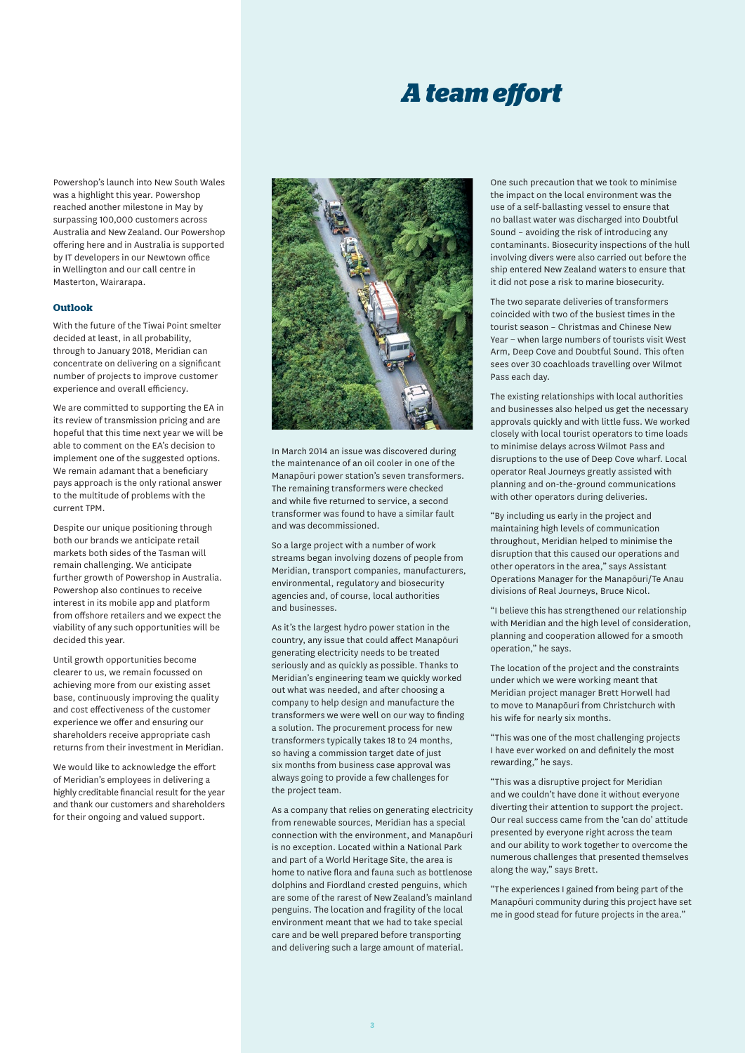Powershop's launch into New South Wales was a highlight this year. Powershop reached another milestone in May by surpassing 100,000 customers across Australia and New Zealand. Our Powershop offering here and in Australia is supported by IT developers in our Newtown office in Wellington and our call centre in Masterton, Wairarapa.

### Outlook

With the future of the Tiwai Point smelter decided at least, in all probability, through to January 2018, Meridian can concentrate on delivering on a significant number of projects to improve customer experience and overall efficiency.

We are committed to supporting the EA in its review of transmission pricing and are hopeful that this time next year we will be able to comment on the EA's decision to implement one of the suggested options. We remain adamant that a beneficiary pays approach is the only rational answer to the multitude of problems with the current TPM.

Despite our unique positioning through both our brands we anticipate retail markets both sides of the Tasman will remain challenging. We anticipate further growth of Powershop in Australia. Powershop also continues to receive interest in its mobile app and platform from offshore retailers and we expect the viability of any such opportunities will be decided this year.

Until growth opportunities become clearer to us, we remain focussed on achieving more from our existing asset base, continuously improving the quality and cost effectiveness of the customer experience we offer and ensuring our shareholders receive appropriate cash returns from their investment in Meridian.

We would like to acknowledge the effort of Meridian's employees in delivering a highly creditable financial result for the year and thank our customers and shareholders for their ongoing and valued support.

# *A team effort*

In March 2014 an issue was discovered during the maintenance of an oil cooler in one of the Manapōuri power station's seven transformers. The remaining transformers were checked and while five returned to service, a second transformer was found to have a similar fault and was decommissioned.

So a large project with a number of work streams began involving dozens of people from Meridian, transport companies, manufacturers, environmental, regulatory and biosecurity agencies and, of course, local authorities and businesses.

As it's the largest hydro power station in the country, any issue that could affect Manapōuri generating electricity needs to be treated seriously and as quickly as possible. Thanks to Meridian's engineering team we quickly worked out what was needed, and after choosing a company to help design and manufacture the transformers we were well on our way to finding a solution. The procurement process for new transformers typically takes 18 to 24 months, so having a commission target date of just six months from business case approval was always going to provide a few challenges for the project team.

As a company that relies on generating electricity from renewable sources, Meridian has a special connection with the environment, and Manapōuri is no exception. Located within a National Park and part of a World Heritage Site, the area is home to native flora and fauna such as bottlenose dolphins and Fiordland crested penguins, which are some of the rarest of New Zealand's mainland penguins. The location and fragility of the local environment meant that we had to take special care and be well prepared before transporting and delivering such a large amount of material.

One such precaution that we took to minimise the impact on the local environment was the use of a self-ballasting vessel to ensure that no ballast water was discharged into Doubtful Sound – avoiding the risk of introducing any contaminants. Biosecurity inspections of the hull involving divers were also carried out before the ship entered New Zealand waters to ensure that it did not pose a risk to marine biosecurity.

The two separate deliveries of transformers coincided with two of the busiest times in the tourist season – Christmas and Chinese New Year – when large numbers of tourists visit West Arm, Deep Cove and Doubtful Sound. This often sees over 30 coachloads travelling over Wilmot Pass each day.

The existing relationships with local authorities and businesses also helped us get the necessary approvals quickly and with little fuss. We worked closely with local tourist operators to time loads to minimise delays across Wilmot Pass and disruptions to the use of Deep Cove wharf. Local operator Real Journeys greatly assisted with planning and on-the-ground communications with other operators during deliveries.

"By including us early in the project and maintaining high levels of communication throughout, Meridian helped to minimise the disruption that this caused our operations and other operators in the area," says Assistant Operations Manager for the Manapōuri/Te Anau divisions of Real Journeys, Bruce Nicol.

"I believe this has strengthened our relationship with Meridian and the high level of consideration, planning and cooperation allowed for a smooth operation," he says.

The location of the project and the constraints under which we were working meant that Meridian project manager Brett Horwell had to move to Manapōuri from Christchurch with his wife for nearly six months.

"This was one of the most challenging projects I have ever worked on and definitely the most rewarding," he says.

"This was a disruptive project for Meridian and we couldn't have done it without everyone diverting their attention to support the project. Our real success came from the 'can do' attitude presented by everyone right across the team and our ability to work together to overcome the numerous challenges that presented themselves along the way," says Brett.

"The experiences I gained from being part of the Manapōuri community during this project have set me in good stead for future projects in the area."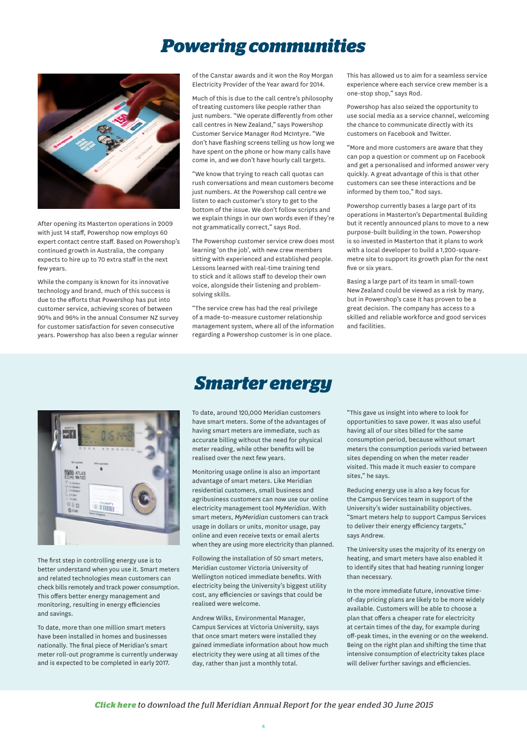# Powering communities

After opening its Masterton operations in 2009 with just 14 staff, Powershop now employs 60 expert contact centre staff. Based on Powershop's continued growth in Australia, the company expects to hire up to 70 extra staff in the next few years.

While the company is known for its innovative technology and brand, much of this success is due to the efforts that Powershop has put into customer service, achieving scores of between 90% and 96% in the annual Consumer NZ survey for customer satisfaction for seven consecutive years. Powershop has also been a regular winner of the Canstar awards and it won the Roy Morgan Electricity Provider of the Year award for 2014.

Much of this is due to the call centre's philosophy of treating customers like people rather than just numbers. "We operate differently from other call centres in New Zealand," says Powershop Customer Service Manager Rod McIntyre. "We don't have flashing screens telling us how long we have spent on the phone or how many calls have come in, and we don't have hourly call targets.

"We know that trying to reach call quotas can rush conversations and mean customers become just numbers. At the Powershop call centre we listen to each customer's story to get to the bottom of the issue. We don't follow scripts and we explain things in our own words even if they're not grammatically correct," says Rod.

The Powershop customer service crew does most learning 'on the job', with new crew members sitting with experienced and established people. Lessons learned with real-time training tend to stick and it allows staff to develop their own voice, alongside their listening and problem-solving skills.

"The service crew has had the real privilege of a made-to-measure customer relationship management system, where all of the information regarding a Powershop customer is in one place. This has allowed us to aim for a seamless service experience where each service crew member is a one-stop shop," says Rod.

Powershop has also seized the opportunity to use social media as a service channel, welcoming the chance to communicate directly with its customers on Facebook and Twitter.

"More and more customers are aware that they can pop a question or comment up on Facebook and get a personalised and informed answer very quickly. A great advantage of this is that other customers can see these interactions and be informed by them too," Rod says.

Powershop currently bases a large part of its operations in Masterton's Departmental Building but it recently announced plans to move to a new purpose-built building in the town. Powershop is so invested in Masterton that it plans to work with a local developer to build a 1,200-square-metre site to support its growth plan for the next five or six years.

Basing a large part of its team in small-town New Zealand could be viewed as a risk by many, but in Powershop's case it has proven to be a great decision. The company has access to a skilled and reliable workforce and good services and facilities.

# Smarter energy

The first step in controlling energy use is to better understand when you use it. Smart meters and related technologies mean customers can check bills remotely and track power consumption. This offers better energy management and monitoring, resulting in energy efficiencies and savings.

To date, more than one million smart meters have been installed in homes and businesses nationally. The final piece of Meridian's smart meter roll-out programme is currently underway and is expected to be completed in early 2017.

To date, around 120,000 Meridian customers have smart meters. Some of the advantages of having smart meters are immediate, such as accurate billing without the need for physical meter reading, while other benefits will be realised over the next few years.

Monitoring usage online is also an important advantage of smart meters. Like Meridian residential customers, small business and agribusiness customers can now use our online electricity management tool *MyMeridian*. With smart meters, *MyMeridian* customers can track usage in dollars or units, monitor usage, pay online and even receive texts or email alerts when they are using more electricity than planned.

Following the installation of 50 smart meters, Meridian customer Victoria University of Wellington noticed immediate benefits. With electricity being the University's biggest utility cost, any efficiencies or savings that could be realised were welcome.

Andrew Wilks, Environmental Manager, Campus Services at Victoria University, says that once smart meters were installed they gained immediate information about how much electricity they were using at all times of the day, rather than just a monthly total.

"This gave us insight into where to look for opportunities to save power. It was also useful having all of our sites billed for the same consumption period, because without smart meters the consumption periods varied between sites depending on when the meter reader visited. This made it much easier to compare sites," he says.

Reducing energy use is also a key focus for the Campus Services team in support of the University's wider sustainability objectives. "Smart meters help to support Campus Services to deliver their energy efficiency targets," says Andrew.

The University uses the majority of its energy on heating, and smart meters have also enabled it to identify sites that had heating running longer than necessary.

In the more immediate future, innovative time-of-day pricing plans are likely to be more widely available. Customers will be able to choose a plan that offers a cheaper rate for electricity at certain times of the day, for example during off-peak times, in the evening or on the weekend. Being on the right plan and shifting the time that intensive consumption of electricity takes place will deliver further savings and efficiencies.

***Click here*** *to download the full Meridian Annual Report for the year ended 30 June 2015*